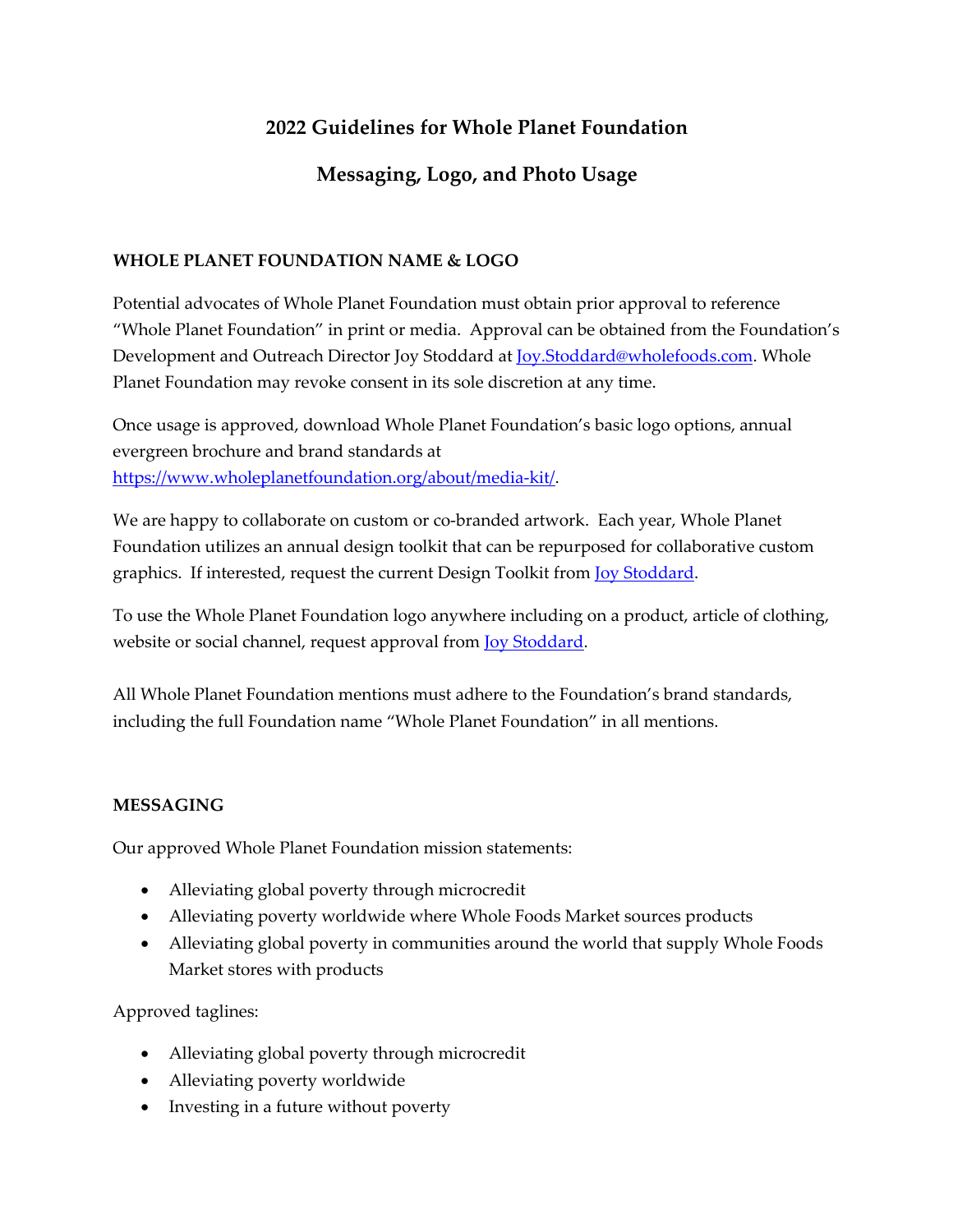# 2022 Guidelines for Whole Planet Foundation

## Messaging, Logo, and Photo Usage

### WHOLE PLANET FOUNDATION NAME & LOGO

Potential advocates of Whole Planet Foundation must obtain prior approval to reference "Whole Planet Foundation" in print or media. Approval can be obtained from the Foundation's Development and Outreach Director Joy Stoddard at [Joy.Stoddard@wholefoods.com](mailto:Joy.Stoddard@wholefoods.com). Whole Planet Foundation may revoke consent in its sole discretion at any time.

Once usage is approved, download Whole Planet Foundation's basic logo options, annual evergreen brochure and brand standards at [https://www.wholeplanetfoundation.org/about/media-kit/](https://www.wholeplanetfoundation.org/about/media-kit/).

We are happy to collaborate on custom or co-branded artwork. Each year, Whole Planet Foundation utilizes an annual design toolkit that can be repurposed for collaborative custom graphics. If interested, request the current Design Toolkit from Joy Stoddard.

To use the Whole Planet Foundation logo anywhere including on a product, article of clothing, website or social channel, request approval from Joy Stoddard.

All Whole Planet Foundation mentions must adhere to the Foundation's brand standards, including the full Foundation name "Whole Planet Foundation" in all mentions.

### MESSAGING

Our approved Whole Planet Foundation mission statements:

- Alleviating global poverty through microcredit
- Alleviating poverty worldwide where Whole Foods Market sources products
- Alleviating global poverty in communities around the world that supply Whole Foods Market stores with products

Approved taglines:

- Alleviating global poverty through microcredit
- Alleviating poverty worldwide
- Investing in a future without poverty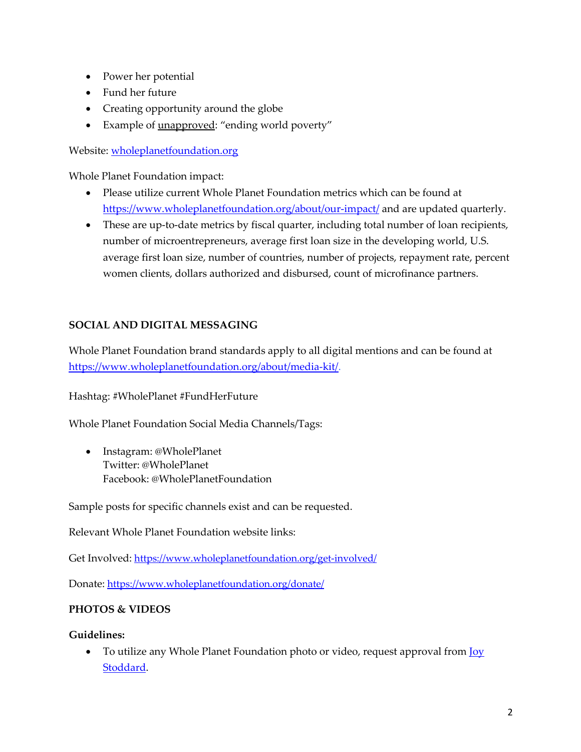- Power her potential
- Fund her future
- Creating opportunity around the globe
- Example of <u>unapproved</u>: "ending world poverty"

Website: [wholeplanetfoundation.org](wholeplanetfoundation.org)

Whole Planet Foundation impact:

- Please utilize current Whole Planet Foundation metrics which can be found at [https://www.wholeplanetfoundation.org/about/our-impact/](https://www.wholeplanetfoundation.org/about/our-impact/) and are updated quarterly.
- These are up-to-date metrics by fiscal quarter, including total number of loan recipients, number of microentrepreneurs, average first loan size in the developing world, U.S. average first loan size, number of countries, number of projects, repayment rate, percent women clients, dollars authorized and disbursed, count of microfinance partners.

**SOCIAL AND DIGITAL MESSAGING**

Whole Planet Foundation brand standards apply to all digital mentions and can be found at [https://www.wholeplanetfoundation.org/about/media-kit/](https://www.wholeplanetfoundation.org/about/media-kit/).

Hashtag: #WholePlanet #FundHerFuture

Whole Planet Foundation Social Media Channels/Tags:

- Instagram: @WholePlanet
  Twitter: @WholePlanet
  Facebook: @WholePlanetFoundation

Sample posts for specific channels exist and can be requested.

Relevant Whole Planet Foundation website links:

Get Involved: [https://www.wholeplanetfoundation.org/get-involved/](https://www.wholeplanetfoundation.org/get-involved/)

Donate: [https://www.wholeplanetfoundation.org/donate/](https://www.wholeplanetfoundation.org/donate/)

**PHOTOS & VIDEOS**

**Guidelines:**

- To utilize any Whole Planet Foundation photo or video, request approval from <u>Joy Stoddard</u>.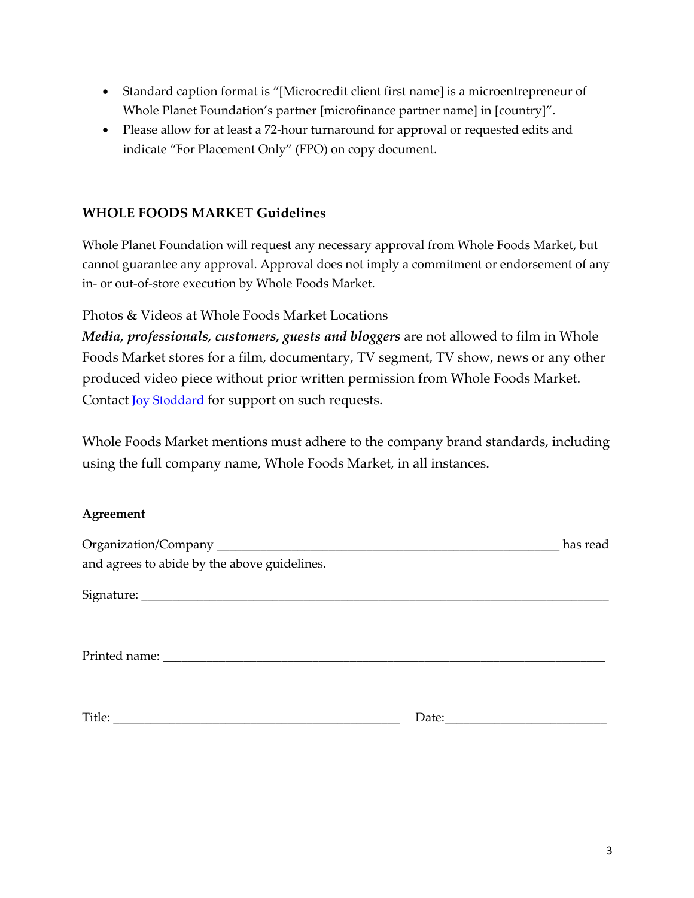- Standard caption format is "[Microcredit client first name] is a microentrepreneur of Whole Planet Foundation's partner [microfinance partner name] in [country]".
- Please allow for at least a 72-hour turnaround for approval or requested edits and indicate "For Placement Only" (FPO) on copy document.

## WHOLE FOODS MARKET Guidelines

Whole Planet Foundation will request any necessary approval from Whole Foods Market, but cannot guarantee any approval. Approval does not imply a commitment or endorsement of any in- or out-of-store execution by Whole Foods Market.

Photos & Videos at Whole Foods Market Locations
***Media, professionals, customers, guests and bloggers*** are not allowed to film in Whole Foods Market stores for a film, documentary, TV segment, TV show, news or any other produced video piece without prior written permission from Whole Foods Market. Contact Joy Stoddard for support on such requests.

Whole Foods Market mentions must adhere to the company brand standards, including using the full company name, Whole Foods Market, in all instances.

**Agreement**

Organization/Company ________________________________________________ has read and agrees to abide by the above guidelines.

Signature: ________________________________________________________________

Printed name: _____________________________________________________________

Title: ________________________________________ Date:_______________________